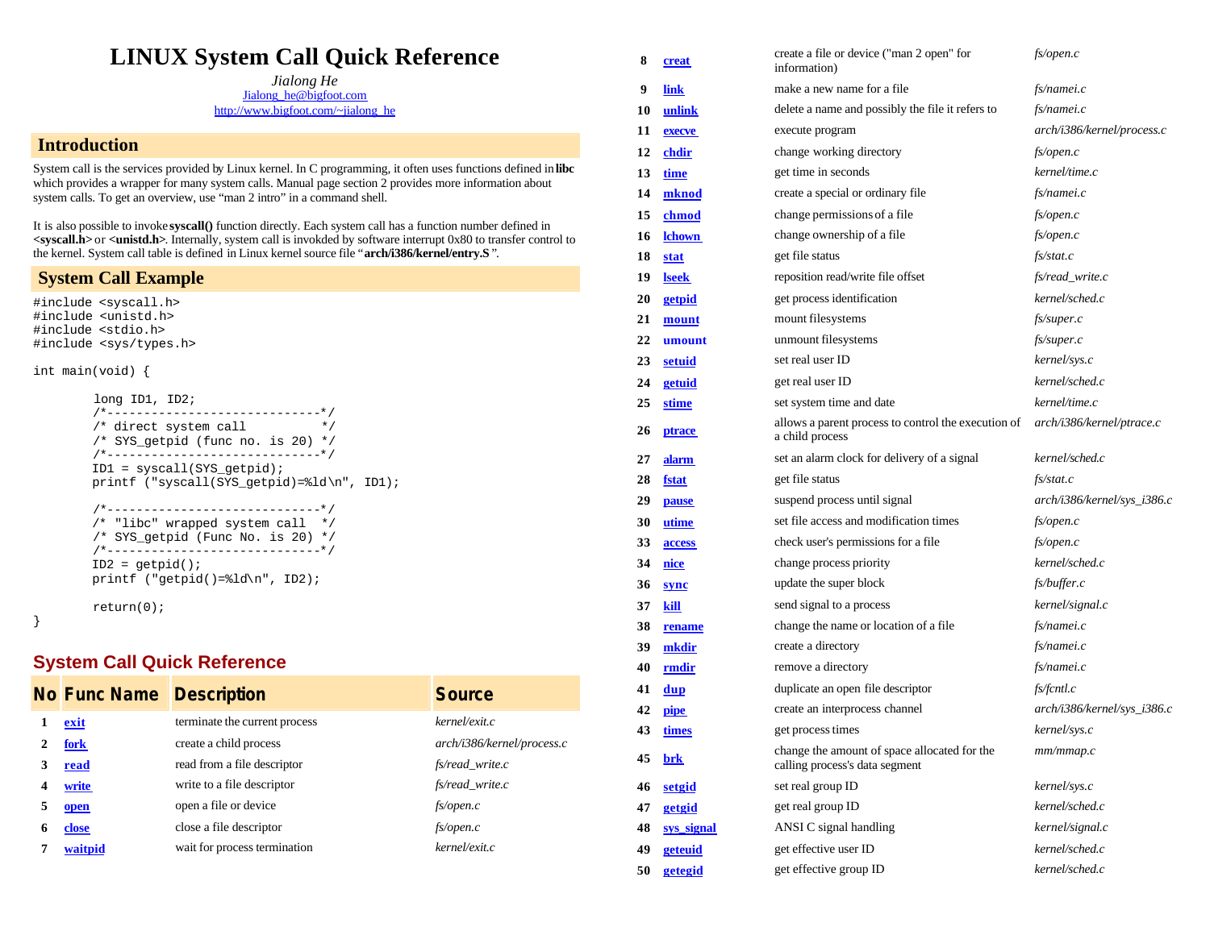# LINUX System Call Quick Reference

*Jialong He*
Jialong_he@bigfoot.com
http://www.bigfoot.com/~jialong_he

## Introduction

System call is the services provided by Linux kernel. In C programming, it often uses functions defined in **libc** which provides a wrapper for many system calls. Manual page section 2 provides more information about system calls. To get an overview, use "man 2 intro" in a command shell.

It is also possible to invoke **syscall()** function directly. Each system call has a function number defined in **<syscall.h>** or **<unistd.h>**. Internally, system call is invokded by software interrupt 0x80 to transfer control to the kernel. System call table is defined in Linux kernel source file "**arch/i386/kernel/entry.S** ".

## System Call Example

```
#include <syscall.h>
#include <unistd.h>
#include <stdio.h>
#include <sys/types.h>

int main(void) {

        long ID1, ID2;
        /*-----------------------------*/
        /* direct system call          */
        /* SYS_getpid (func no. is 20) */
        /*-----------------------------*/
        ID1 = syscall(SYS_getpid);
        printf ("syscall(SYS_getpid)=%ld\n", ID1);

        /*-----------------------------*/
        /* "libc" wrapped system call  */
        /* SYS_getpid (Func No. is 20) */
        /*-----------------------------*/
        ID2 = getpid();
        printf ("getpid()=%ld\n", ID2);

        return(0);
}
```

## System Call Quick Reference

| No | Func Name | Description | Source |
|---|---|---|---|
| 1 | exit | terminate the current process | *kernel/exit.c* |
| 2 | fork | create a child process | *arch/i386/kernel/process.c* |
| 3 | read | read from a file descriptor | *fs/read_write.c* |
| 4 | write | write to a file descriptor | *fs/read_write.c* |
| 5 | open | open a file or device | *fs/open.c* |
| 6 | close | close a file descriptor | *fs/open.c* |
| 7 | waitpid | wait for process termination | *kernel/exit.c* |
| 8 | creat | create a file or device ("man 2 open" for information) | *fs/open.c* |
| 9 | link | make a new name for a file | *fs/namei.c* |
| 10 | unlink | delete a name and possibly the file it refers to | *fs/namei.c* |
| 11 | execve | execute program | *arch/i386/kernel/process.c* |
| 12 | chdir | change working directory | *fs/open.c* |
| 13 | time | get time in seconds | *kernel/time.c* |
| 14 | mknod | create a special or ordinary file | *fs/namei.c* |
| 15 | chmod | change permissions of a file | *fs/open.c* |
| 16 | lchown | change ownership of a file | *fs/open.c* |
| 18 | stat | get file status | *fs/stat.c* |
| 19 | lseek | reposition read/write file offset | *fs/read_write.c* |
| 20 | getpid | get process identification | *kernel/sched.c* |
| 21 | mount | mount filesystems | *fs/super.c* |
| 22 | umount | unmount filesystems | *fs/super.c* |
| 23 | setuid | set real user ID | *kernel/sys.c* |
| 24 | getuid | get real user ID | *kernel/sched.c* |
| 25 | stime | set system time and date | *kernel/time.c* |
| 26 | ptrace | allows a parent process to control the execution of a child process | *arch/i386/kernel/ptrace.c* |
| 27 | alarm | set an alarm clock for delivery of a signal | *kernel/sched.c* |
| 28 | fstat | get file status | *fs/stat.c* |
| 29 | pause | suspend process until signal | *arch/i386/kernel/sys_i386.c* |
| 30 | utime | set file access and modification times | *fs/open.c* |
| 33 | access | check user's permissions for a file | *fs/open.c* |
| 34 | nice | change process priority | *kernel/sched.c* |
| 36 | sync | update the super block | *fs/buffer.c* |
| 37 | kill | send signal to a process | *kernel/signal.c* |
| 38 | rename | change the name or location of a file | *fs/namei.c* |
| 39 | mkdir | create a directory | *fs/namei.c* |
| 40 | rmdir | remove a directory | *fs/namei.c* |
| 41 | dup | duplicate an open file descriptor | *fs/fcntl.c* |
| 42 | pipe | create an interprocess channel | *arch/i386/kernel/sys_i386.c* |
| 43 | times | get process times | *kernel/sys.c* |
| 45 | brk | change the amount of space allocated for the calling process's data segment | *mm/mmap.c* |
| 46 | setgid | set real group ID | *kernel/sys.c* |
| 47 | getgid | get real group ID | *kernel/sched.c* |
| 48 | sys_signal | ANSI C signal handling | *kernel/signal.c* |
| 49 | geteuid | get effective user ID | *kernel/sched.c* |
| 50 | getegid | get effective group ID | *kernel/sched.c* |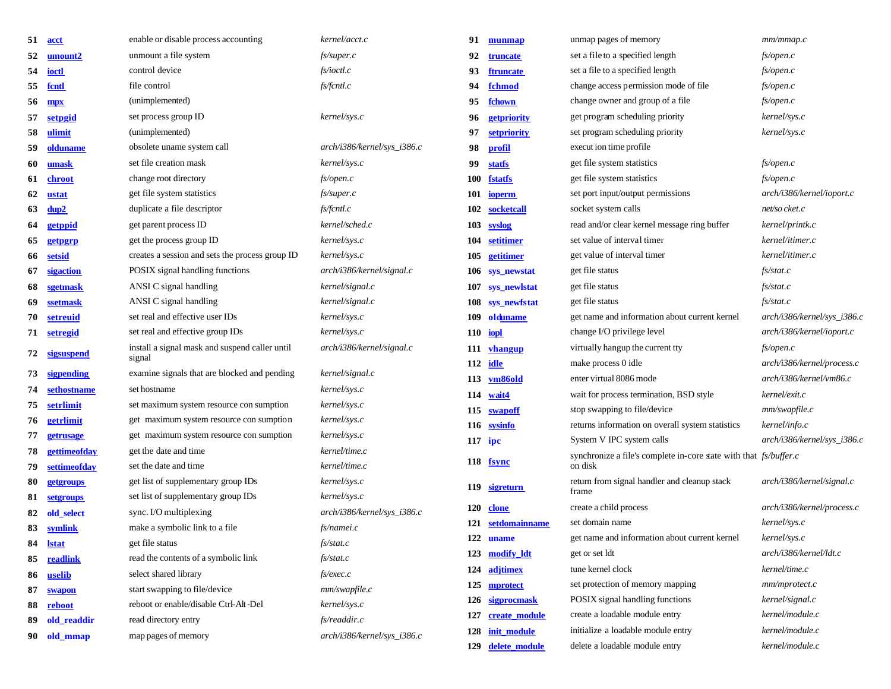| | | | |
|---|---|---|---|
| 51 | **acct** | enable or disable process accounting | *kernel/acct.c* |
| 52 | **umount2** | unmount a file system | *fs/super.c* |
| 54 | **ioctl** | control device | *fs/ioctl.c* |
| 55 | **fcntl** | file control | *fs/fcntl.c* |
| 56 | **mpx** | (unimplemented) | |
| 57 | **setpgid** | set process group ID | *kernel/sys.c* |
| 58 | **ulimit** | (unimplemented) | |
| 59 | **olduname** | obsolete uname system call | *arch/i386/kernel/sys_i386.c* |
| 60 | **umask** | set file creation mask | *kernel/sys.c* |
| 61 | **chroot** | change root directory | *fs/open.c* |
| 62 | **ustat** | get file system statistics | *fs/super.c* |
| 63 | **dup2** | duplicate a file descriptor | *fs/fcntl.c* |
| 64 | **getppid** | get parent process ID | *kernel/sched.c* |
| 65 | **getpgrp** | get the process group ID | *kernel/sys.c* |
| 66 | **setsid** | creates a session and sets the process group ID | *kernel/sys.c* |
| 67 | **sigaction** | POSIX signal handling functions | *arch/i386/kernel/signal.c* |
| 68 | **sgetmask** | ANSI C signal handling | *kernel/signal.c* |
| 69 | **ssetmask** | ANSI C signal handling | *kernel/signal.c* |
| 70 | **setreuid** | set real and effective user IDs | *kernel/sys.c* |
| 71 | **setregid** | set real and effective group IDs | *kernel/sys.c* |
| 72 | **sigsuspend** | install a signal mask and suspend caller until signal | *arch/i386/kernel/signal.c* |
| 73 | **sigpending** | examine signals that are blocked and pending | *kernel/signal.c* |
| 74 | **sethostname** | set hostname | *kernel/sys.c* |
| 75 | **setrlimit** | set maximum system resource con sumption | *kernel/sys.c* |
| 76 | **getrlimit** | get maximum system resource con sumption | *kernel/sys.c* |
| 77 | **getrusage** | get maximum system resource con sumption | *kernel/sys.c* |
| 78 | **gettimeofday** | get the date and time | *kernel/time.c* |
| 79 | **settimeofday** | set the date and time | *kernel/time.c* |
| 80 | **getgroups** | get list of supplementary group IDs | *kernel/sys.c* |
| 81 | **setgroups** | set list of supplementary group IDs | *kernel/sys.c* |
| 82 | **old_select** | sync. I/O multiplexing | *arch/i386/kernel/sys_i386.c* |
| 83 | **symlink** | make a symbolic link to a file | *fs/namei.c* |
| 84 | **lstat** | get file status | *fs/stat.c* |
| 85 | **readlink** | read the contents of a symbolic link | *fs/stat.c* |
| 86 | **uselib** | select shared library | *fs/exec.c* |
| 87 | **swapon** | start swapping to file/device | *mm/swapfile.c* |
| 88 | **reboot** | reboot or enable/disable Ctrl-Alt-Del | *kernel/sys.c* |
| 89 | **old_readdir** | read directory entry | *fs/readdir.c* |
| 90 | **old_mmap** | map pages of memory | *arch/i386/kernel/sys_i386.c* |
| 91 | **munmap** | unmap pages of memory | *mm/mmap.c* |
| 92 | **truncate** | set a file to a specified length | *fs/open.c* |
| 93 | **ftruncate** | set a file to a specified length | *fs/open.c* |
| 94 | **fchmod** | change access permission mode of file | *fs/open.c* |
| 95 | **fchown** | change owner and group of a file | *fs/open.c* |
| 96 | **getpriority** | get program scheduling priority | *kernel/sys.c* |
| 97 | **setpriority** | set program scheduling priority | *kernel/sys.c* |
| 98 | **profil** | execut ion time profile | |
| 99 | **statfs** | get file system statistics | *fs/open.c* |
| 100 | **fstatfs** | get file system statistics | *fs/open.c* |
| 101 | **ioperm** | set port input/output permissions | *arch/i386/kernel/ioport.c* |
| 102 | **socketcall** | socket system calls | *net/socket.c* |
| 103 | **syslog** | read and/or clear kernel message ring buffer | *kernel/printk.c* |
| 104 | **setitimer** | set value of interval timer | *kernel/itimer.c* |
| 105 | **getitimer** | get value of interval timer | *kernel/itimer.c* |
| 106 | **sys_newstat** | get file status | *fs/stat.c* |
| 107 | **sys_newlstat** | get file status | *fs/stat.c* |
| 108 | **sys_newfstat** | get file status | *fs/stat.c* |
| 109 | **olduname** | get name and information about current kernel | *arch/i386/kernel/sys_i386.c* |
| 110 | **iopl** | change I/O privilege level | *arch/i386/kernel/ioport.c* |
| 111 | **vhangup** | virtually hangup the current tty | *fs/open.c* |
| 112 | **idle** | make process 0 idle | *arch/i386/kernel/process.c* |
| 113 | **vm86old** | enter virtual 8086 mode | *arch/i386/kernel/vm86.c* |
| 114 | **wait4** | wait for process termination, BSD style | *kernel/exit.c* |
| 115 | **swapoff** | stop swapping to file/device | *mm/swapfile.c* |
| 116 | **sysinfo** | returns information on overall system statistics | *kernel/info.c* |
| 117 | **ipc** | System V IPC system calls | *arch/i386/kernel/sys_i386.c* |
| 118 | **fsync** | synchronize a file's complete in-core state with that on disk | *fs/buffer.c* |
| 119 | **sigreturn** | return from signal handler and cleanup stack frame | *arch/i386/kernel/signal.c* |
| 120 | **clone** | create a child process | *arch/i386/kernel/process.c* |
| 121 | **setdomainname** | set domain name | *kernel/sys.c* |
| 122 | **uname** | get name and information about current kernel | *kernel/sys.c* |
| 123 | **modify_ldt** | get or set ldt | *arch/i386/kernel/ldt.c* |
| 124 | **adjtimex** | tune kernel clock | *kernel/time.c* |
| 125 | **mprotect** | set protection of memory mapping | *mm/mprotect.c* |
| 126 | **sigprocmask** | POSIX signal handling functions | *kernel/signal.c* |
| 127 | **create_module** | create a loadable module entry | *kernel/module.c* |
| 128 | **init_module** | initialize a loadable module entry | *kernel/module.c* |
| 129 | **delete_module** | delete a loadable module entry | *kernel/module.c* |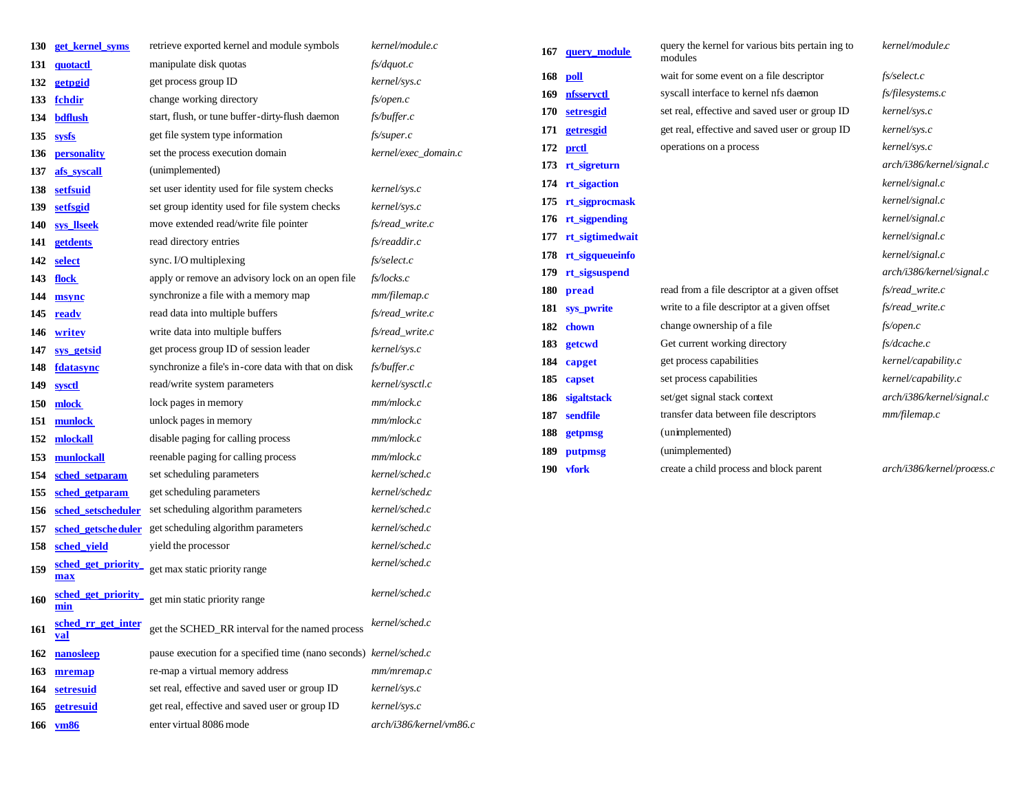| | | | |
|---|---|---|---|
| 130 | **get_kernel_syms** | retrieve exported kernel and module symbols | *kernel/module.c* |
| 131 | **quotactl** | manipulate disk quotas | *fs/dquot.c* |
| 132 | **getpgid** | get process group ID | *kernel/sys.c* |
| 133 | **fchdir** | change working directory | *fs/open.c* |
| 134 | **bdflush** | start, flush, or tune buffer-dirty-flush daemon | *fs/buffer.c* |
| 135 | **sysfs** | get file system type information | *fs/super.c* |
| 136 | **personality** | set the process execution domain | *kernel/exec_domain.c* |
| 137 | **afs_syscall** | (unimplemented) | |
| 138 | **setfsuid** | set user identity used for file system checks | *kernel/sys.c* |
| 139 | **setfsgid** | set group identity used for file system checks | *kernel/sys.c* |
| 140 | **sys_llseek** | move extended read/write file pointer | *fs/read_write.c* |
| 141 | **getdents** | read directory entries | *fs/readdir.c* |
| 142 | **select** | sync. I/O multiplexing | *fs/select.c* |
| 143 | **flock** | apply or remove an advisory lock on an open file | *fs/locks.c* |
| 144 | **msync** | synchronize a file with a memory map | *mm/filemap.c* |
| 145 | **readv** | read data into multiple buffers | *fs/read_write.c* |
| 146 | **writev** | write data into multiple buffers | *fs/read_write.c* |
| 147 | **sys_getsid** | get process group ID of session leader | *kernel/sys.c* |
| 148 | **fdatasync** | synchronize a file's in-core data with that on disk | *fs/buffer.c* |
| 149 | **sysctl** | read/write system parameters | *kernel/sysctl.c* |
| 150 | **mlock** | lock pages in memory | *mm/mlock.c* |
| 151 | **munlock** | unlock pages in memory | *mm/mlock.c* |
| 152 | **mlockall** | disable paging for calling process | *mm/mlock.c* |
| 153 | **munlockall** | reenable paging for calling process | *mm/mlock.c* |
| 154 | **sched_setparam** | set scheduling parameters | *kernel/sched.c* |
| 155 | **sched_getparam** | get scheduling parameters | *kernel/sched.c* |
| 156 | **sched_setscheduler** | set scheduling algorithm parameters | *kernel/sched.c* |
| 157 | **sched_getscheduler** | get scheduling algorithm parameters | *kernel/sched.c* |
| 158 | **sched_yield** | yield the processor | *kernel/sched.c* |
| 159 | **sched_get_priority_max** | get max static priority range | *kernel/sched.c* |
| 160 | **sched_get_priority_min** | get min static priority range | *kernel/sched.c* |
| 161 | **sched_rr_get_interval** | get the SCHED_RR interval for the named process | *kernel/sched.c* |
| 162 | **nanosleep** | pause execution for a specified time (nano seconds) | *kernel/sched.c* |
| 163 | **mremap** | re-map a virtual memory address | *mm/mremap.c* |
| 164 | **setresuid** | set real, effective and saved user or group ID | *kernel/sys.c* |
| 165 | **getresuid** | get real, effective and saved user or group ID | *kernel/sys.c* |
| 166 | **vm86** | enter virtual 8086 mode | *arch/i386/kernel/vm86.c* |
| 167 | **query_module** | query the kernel for various bits pertain ing to modules | *kernel/module.c* |
| 168 | **poll** | wait for some event on a file descriptor | *fs/select.c* |
| 169 | **nfsservctl** | syscall interface to kernel nfs daemon | *fs/filesystems.c* |
| 170 | **setresgid** | set real, effective and saved user or group ID | *kernel/sys.c* |
| 171 | **getresgid** | get real, effective and saved user or group ID | *kernel/sys.c* |
| 172 | **prctl** | operations on a process | *kernel/sys.c* |
| 173 | **rt_sigreturn** | | *arch/i386/kernel/signal.c* |
| 174 | **rt_sigaction** | | *kernel/signal.c* |
| 175 | **rt_sigprocmask** | | *kernel/signal.c* |
| 176 | **rt_sigpending** | | *kernel/signal.c* |
| 177 | **rt_sigtimedwait** | | *kernel/signal.c* |
| 178 | **rt_sigqueueinfo** | | *kernel/signal.c* |
| 179 | **rt_sigsuspend** | | *arch/i386/kernel/signal.c* |
| 180 | **pread** | read from a file descriptor at a given offset | *fs/read_write.c* |
| 181 | **sys_pwrite** | write to a file descriptor at a given offset | *fs/read_write.c* |
| 182 | **chown** | change ownership of a file | *fs/open.c* |
| 183 | **getcwd** | Get current working directory | *fs/dcache.c* |
| 184 | **capget** | get process capabilities | *kernel/capability.c* |
| 185 | **capset** | set process capabilities | *kernel/capability.c* |
| 186 | **sigaltstack** | set/get signal stack context | *arch/i386/kernel/signal.c* |
| 187 | **sendfile** | transfer data between file descriptors | *mm/filemap.c* |
| 188 | **getpmsg** | (unimplemented) | |
| 189 | **putpmsg** | (unimplemented) | |
| 190 | **vfork** | create a child process and block parent | *arch/i386/kernel/process.c* |